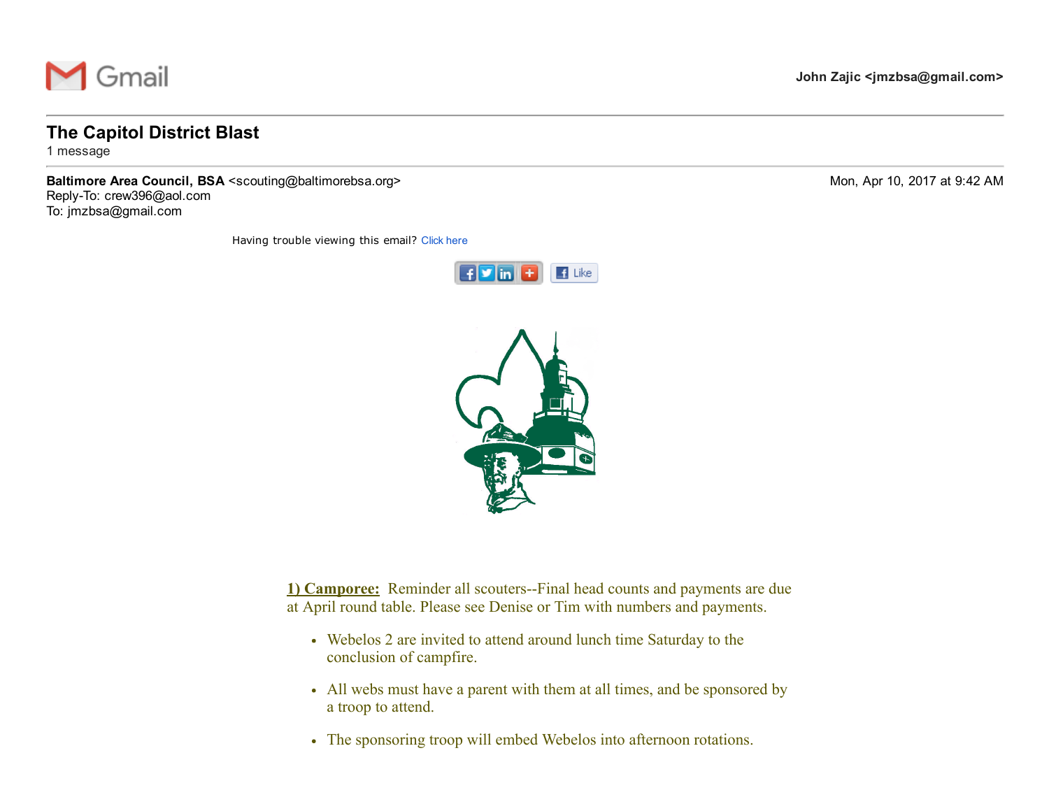Gmail

John Zajic <jmzbsa@gmail.com>

# The Capitol District Blast

1 message

**Baltimore Area Council, BSA** <scouting@baltimorebsa.org>  
Reply-To: crew396@aol.com  
To: jmzbsa@gmail.com

Mon, Apr 10, 2017 at 9:42 AM

Having trouble viewing this email? Click here

**1) Camporee:** Reminder all scouters--Final head counts and payments are due at April round table. Please see Denise or Tim with numbers and payments.

- Webelos 2 are invited to attend around lunch time Saturday to the conclusion of campfire.
- All webs must have a parent with them at all times, and be sponsored by a troop to attend.
- The sponsoring troop will embed Webelos into afternoon rotations.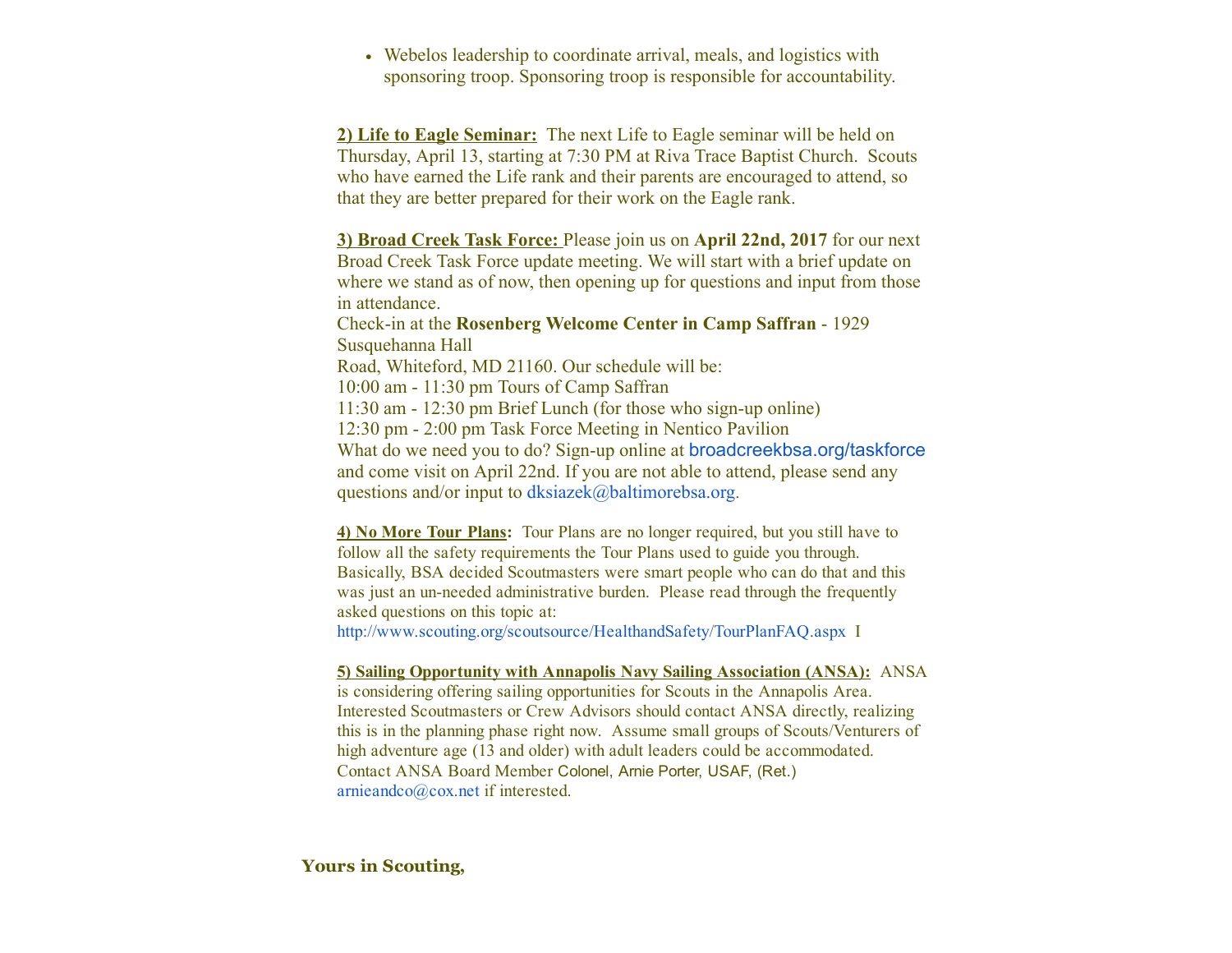- Webelos leadership to coordinate arrival, meals, and logistics with sponsoring troop. Sponsoring troop is responsible for accountability.

**2) Life to Eagle Seminar:** The next Life to Eagle seminar will be held on Thursday, April 13, starting at 7:30 PM at Riva Trace Baptist Church. Scouts who have earned the Life rank and their parents are encouraged to attend, so that they are better prepared for their work on the Eagle rank.

**3) Broad Creek Task Force:** Please join us on **April 22nd, 2017** for our next Broad Creek Task Force update meeting. We will start with a brief update on where we stand as of now, then opening up for questions and input from those in attendance.
Check-in at the **Rosenberg Welcome Center in Camp Saffran** - 1929 Susquehanna Hall
Road, Whiteford, MD 21160. Our schedule will be:
10:00 am - 11:30 pm Tours of Camp Saffran
11:30 am - 12:30 pm Brief Lunch (for those who sign-up online)
12:30 pm - 2:00 pm Task Force Meeting in Nentico Pavilion
What do we need you to do? Sign-up online at broadcreekbsa.org/taskforce and come visit on April 22nd. If you are not able to attend, please send any questions and/or input to dksiazek@baltimorebsa.org.

**4) No More Tour Plans:** Tour Plans are no longer required, but you still have to follow all the safety requirements the Tour Plans used to guide you through. Basically, BSA decided Scoutmasters were smart people who can do that and this was just an un-needed administrative burden. Please read through the frequently asked questions on this topic at:
http://www.scouting.org/scoutsource/HealthandSafety/TourPlanFAQ.aspx I

**5) Sailing Opportunity with Annapolis Navy Sailing Association (ANSA):** ANSA is considering offering sailing opportunities for Scouts in the Annapolis Area. Interested Scoutmasters or Crew Advisors should contact ANSA directly, realizing this is in the planning phase right now. Assume small groups of Scouts/Venturers of high adventure age (13 and older) with adult leaders could be accommodated. Contact ANSA Board Member Colonel, Arnie Porter, USAF, (Ret.) arnieandco@cox.net if interested.

**Yours in Scouting,**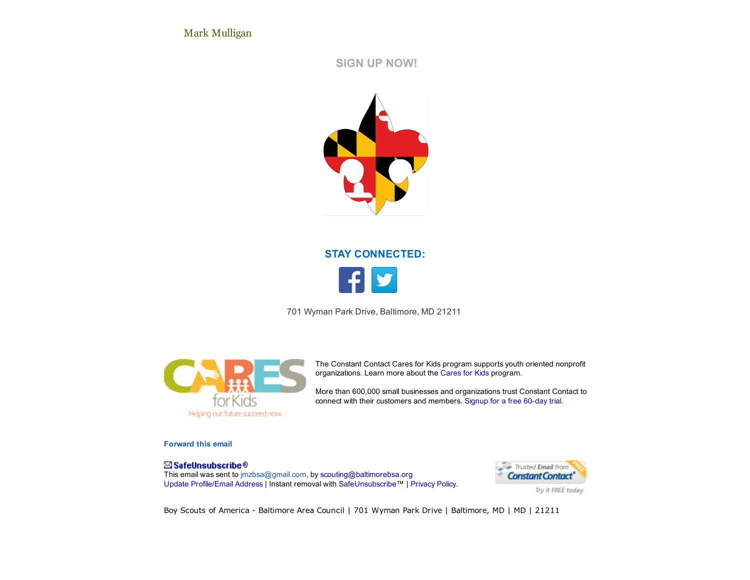Mark Mulligan

**SIGN UP NOW!**

**STAY CONNECTED:**

701 Wyman Park Drive, Baltimore, MD 21211

The Constant Contact Cares for Kids program supports youth oriented nonprofit organizations. Learn more about the Cares for Kids program.

More than 600,000 small businesses and organizations trust Constant Contact to connect with their customers and members. Signup for a free 60-day trial.

**Forward this email**

**SafeUnsubscribe®**
This email was sent to jmzbsa@gmail.com, by scouting@baltimorebsa.org
Update Profile/Email Address | Instant removal with SafeUnsubscribe™ | Privacy Policy.

Boy Scouts of America - Baltimore Area Council | 701 Wyman Park Drive | Baltimore, MD | MD | 21211